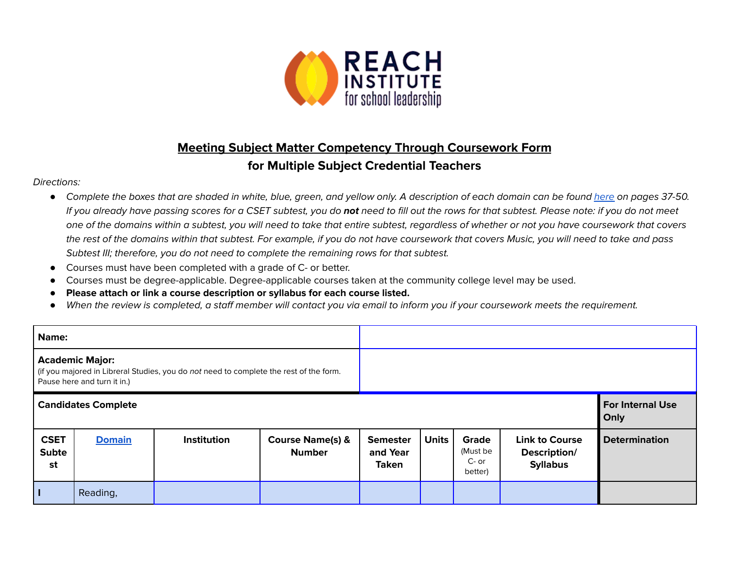# Meeting Subject Matter Competency Through Coursework Form

## for Multiple Subject Credential Teachers

*Directions:*

- *Complete the boxes that are shaded in white, blue, green, and yellow only. A description of each domain can be found [here](#) on pages 37-50. If you already have passing scores for a CSET subtest, you do **not** need to fill out the rows for that subtest. Please note: if you do not meet one of the domains within a subtest, you will need to take that entire subtest, regardless of whether or not you have coursework that covers the rest of the domains within that subtest. For example, if you do not have coursework that covers Music, you will need to take and pass Subtest III; therefore, you do not need to complete the remaining rows for that subtest.*
- Courses must have been completed with a grade of C- or better.
- Courses must be degree-applicable. Degree-applicable courses taken at the community college level may be used.
- **Please attach or link a course description or syllabus for each course listed.**
- *When the review is completed, a staff member will contact you via email to inform you if your coursework meets the requirement.*

| **Name:** | |
|---|---|
| **Academic Major:** (if you majored in Libreral Studies, you do *not* need to complete the rest of the form. Pause here and turn it in.) | |

| **Candidates Complete** | | | | | | | | **For Internal Use Only** |
|---|---|---|---|---|---|---|---|---|
| **CSET Subtest** | **[Domain](#)** | **Institution** | **Course Name(s) & Number** | **Semester and Year Taken** | **Units** | **Grade** (Must be C- or better) | **Link to Course Description/ Syllabus** | **Determination** |
| **I** | Reading, | | | | | | | |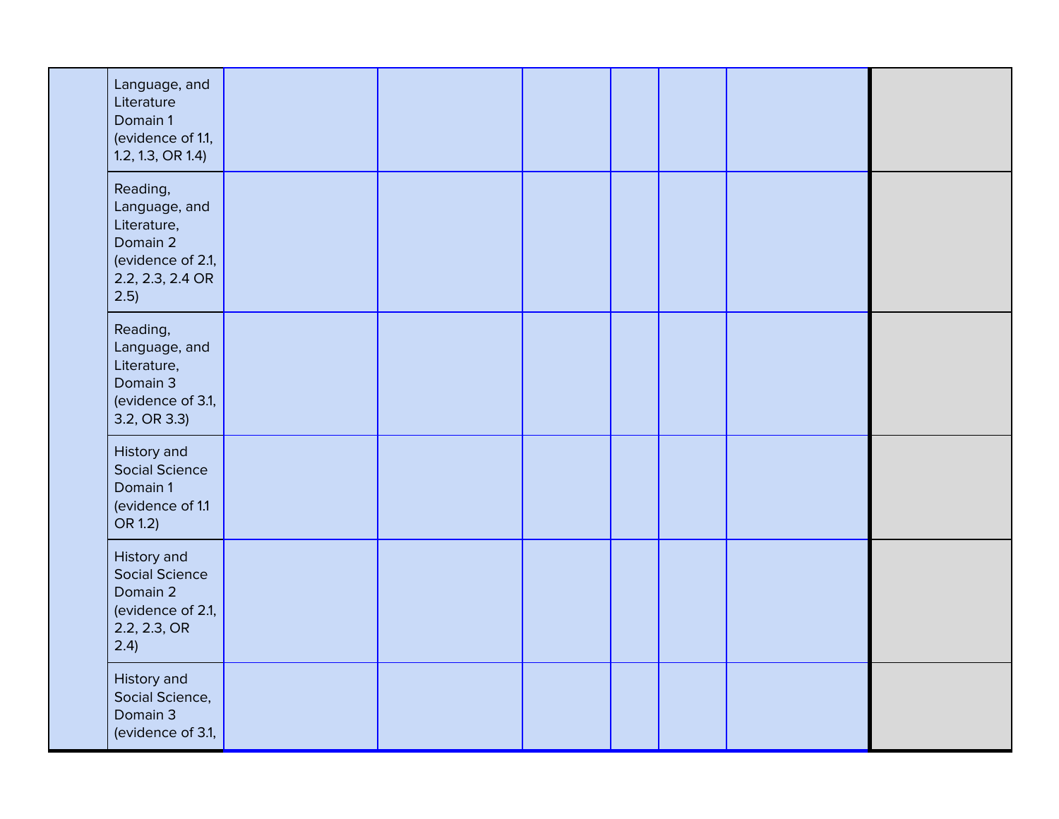| | | | | | | | |
|---|---|---|---|---|---|---|---|
| | Language, and Literature Domain 1 (evidence of 1.1, 1.2, 1.3, OR 1.4) | | | | | | |
| | Reading, Language, and Literature, Domain 2 (evidence of 2.1, 2.2, 2.3, 2.4 OR 2.5) | | | | | | |
| | Reading, Language, and Literature, Domain 3 (evidence of 3.1, 3.2, OR 3.3) | | | | | | |
| | History and Social Science Domain 1 (evidence of 1.1 OR 1.2) | | | | | | |
| | History and Social Science Domain 2 (evidence of 2.1, 2.2, 2.3, OR 2.4) | | | | | | |
| | History and Social Science, Domain 3 (evidence of 3.1, | | | | | | |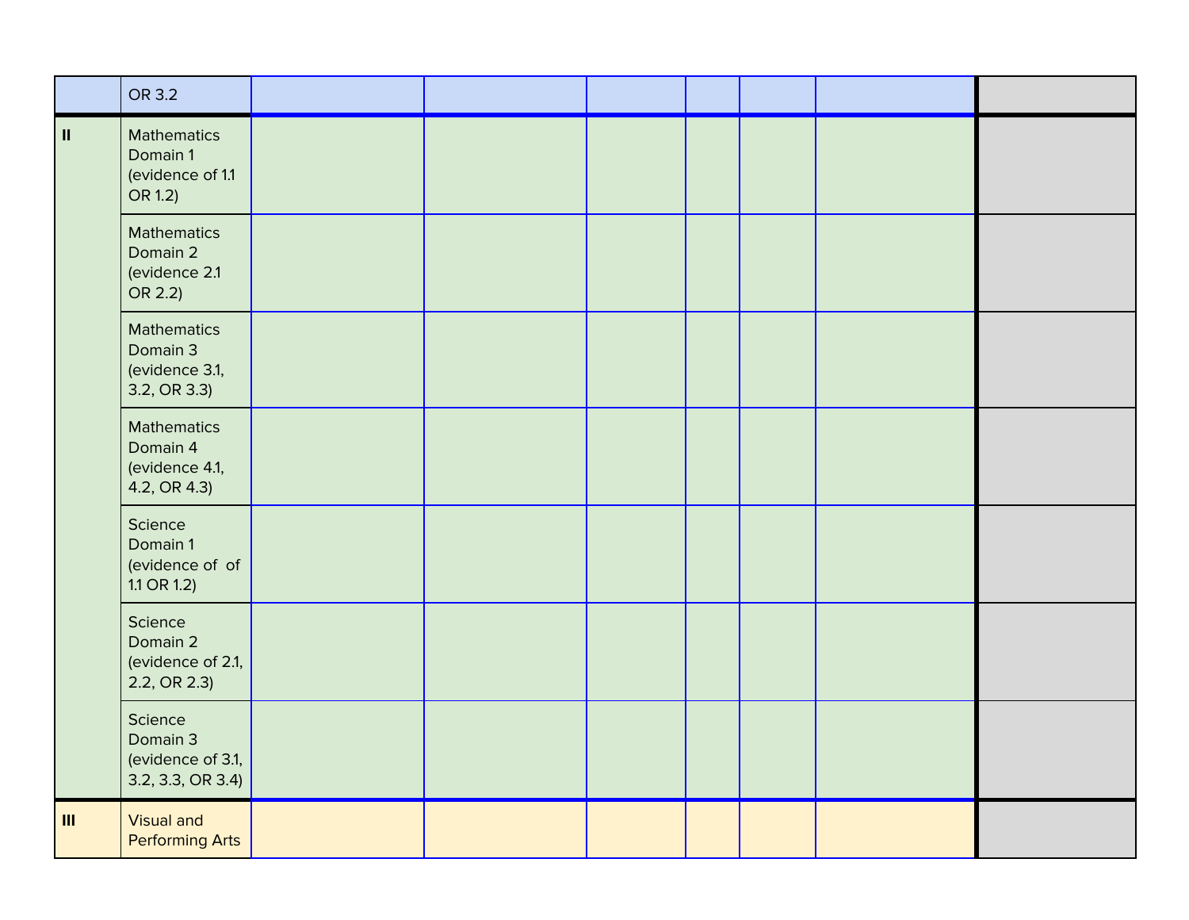| | OR 3.2 | | | | | | | |
|---|---|---|---|---|---|---|---|---|
| **II** | Mathematics Domain 1 (evidence of 1.1 OR 1.2) | | | | | | | |
| | Mathematics Domain 2 (evidence 2.1 OR 2.2) | | | | | | | |
| | Mathematics Domain 3 (evidence 3.1, 3.2, OR 3.3) | | | | | | | |
| | Mathematics Domain 4 (evidence 4.1, 4.2, OR 4.3) | | | | | | | |
| | Science Domain 1 (evidence of of 1.1 OR 1.2) | | | | | | | |
| | Science Domain 2 (evidence of 2.1, 2.2, OR 2.3) | | | | | | | |
| | Science Domain 3 (evidence of 3.1, 3.2, 3.3, OR 3.4) | | | | | | | |
| **III** | Visual and Performing Arts | | | | | | | |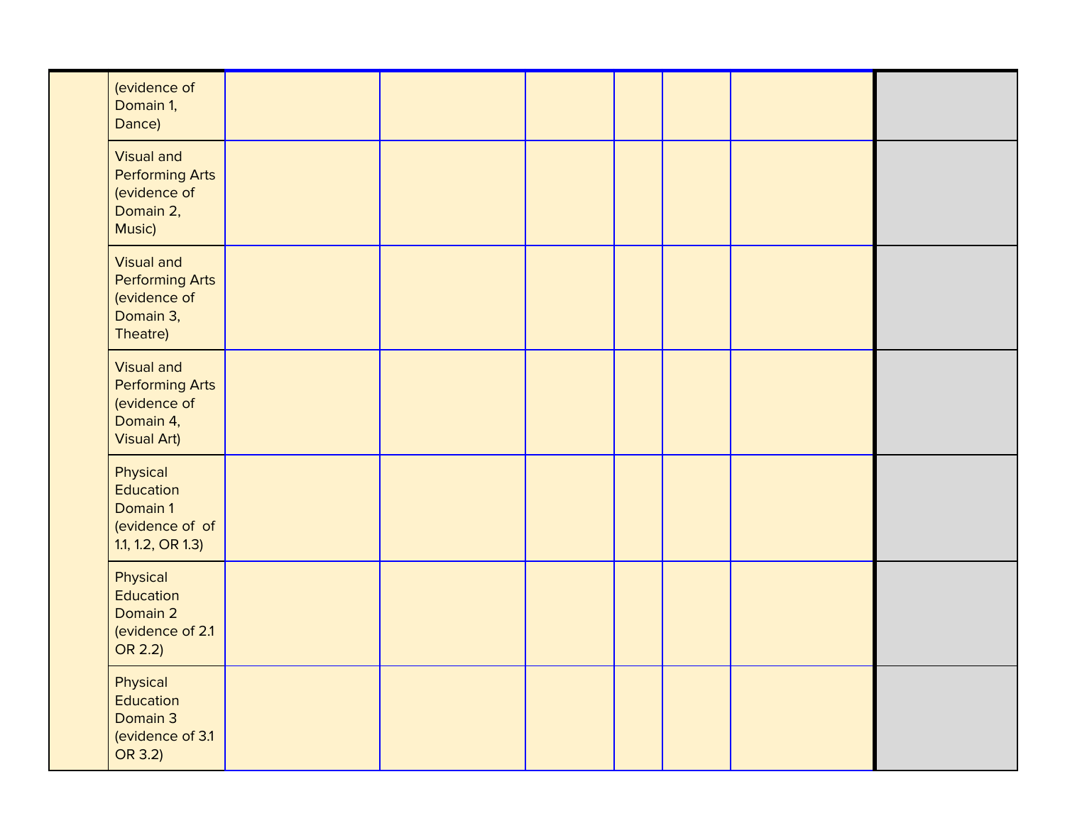| | | | | | | | | |
|---|---|---|---|---|---|---|---|---|
| | (evidence of Domain 1, Dance) | | | | | | | |
| | Visual and Performing Arts (evidence of Domain 2, Music) | | | | | | | |
| | Visual and Performing Arts (evidence of Domain 3, Theatre) | | | | | | | |
| | Visual and Performing Arts (evidence of Domain 4, Visual Art) | | | | | | | |
| | Physical Education Domain 1 (evidence of of 1.1, 1.2, OR 1.3) | | | | | | | |
| | Physical Education Domain 2 (evidence of 2.1 OR 2.2) | | | | | | | |
| | Physical Education Domain 3 (evidence of 3.1 OR 3.2) | | | | | | | |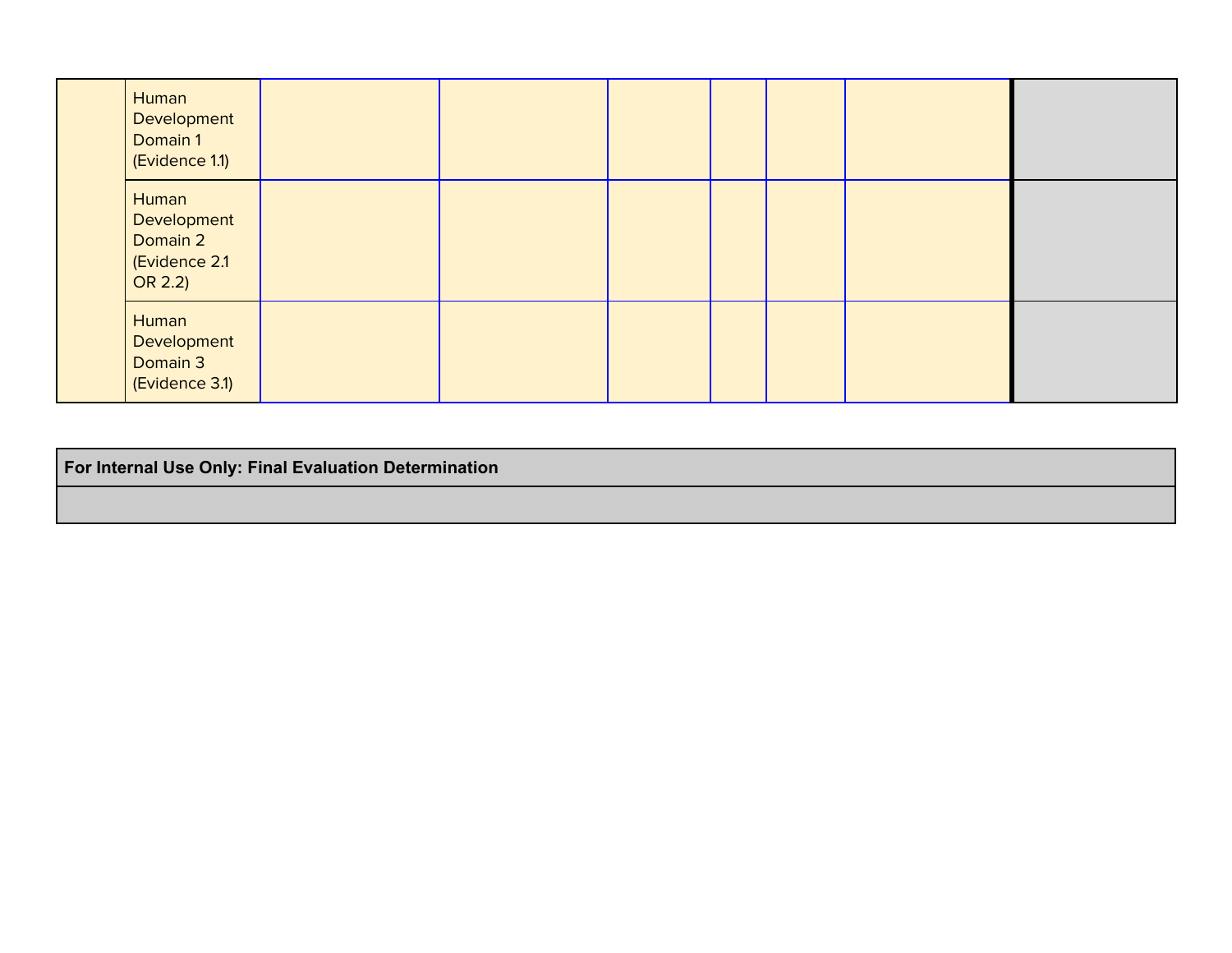| | | | | | | | | |
|---|---|---|---|---|---|---|---|---|
| | Human Development Domain 1 (Evidence 1.1) | | | | | | | |
| | Human Development Domain 2 (Evidence 2.1 OR 2.2) | | | | | | | |
| | Human Development Domain 3 (Evidence 3.1) | | | | | | | |

| **For Internal Use Only: Final Evaluation Determination** |
|---|
| |